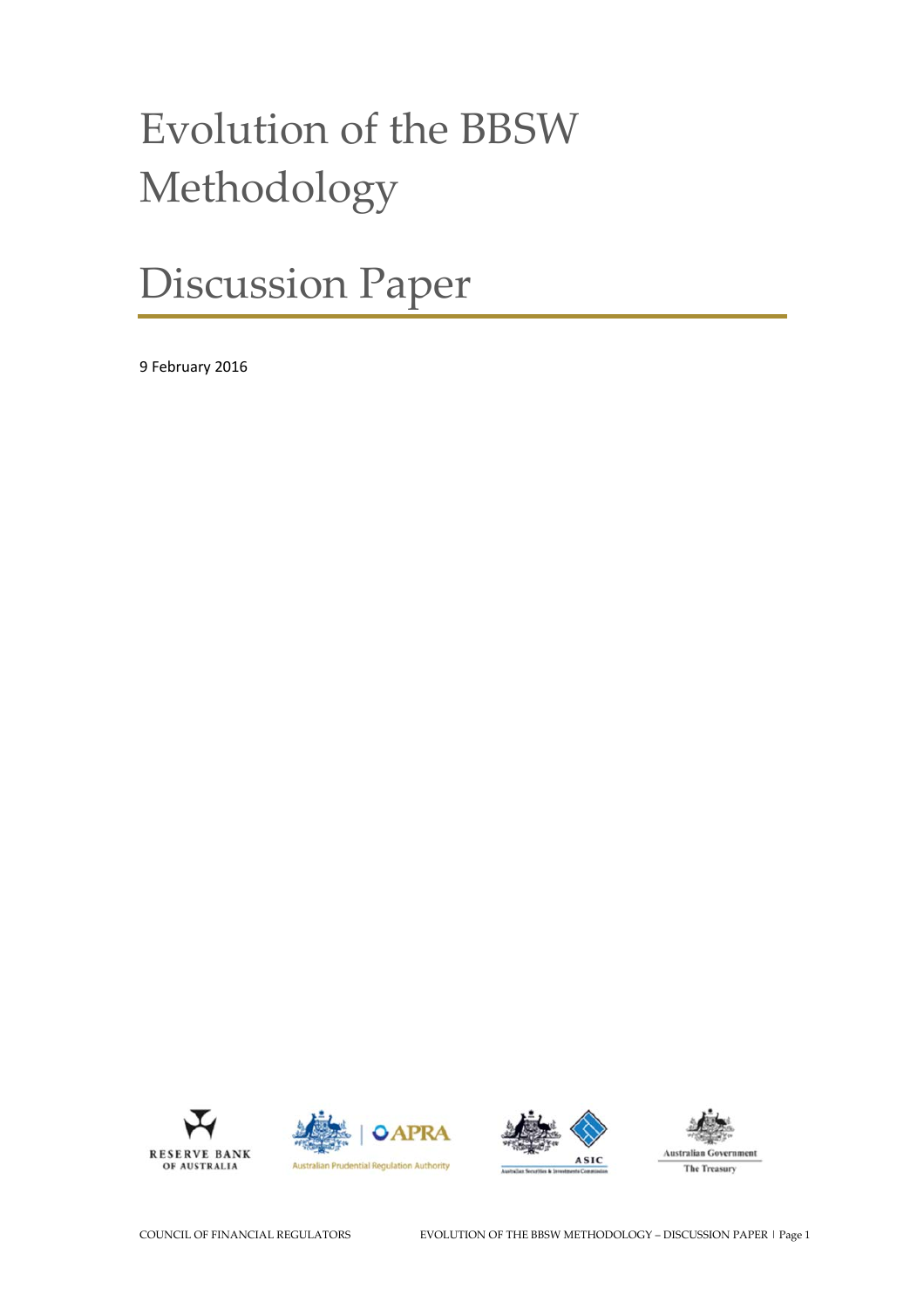# Evolution of the BBSW Methodology

# Discussion Paper

9 February 2016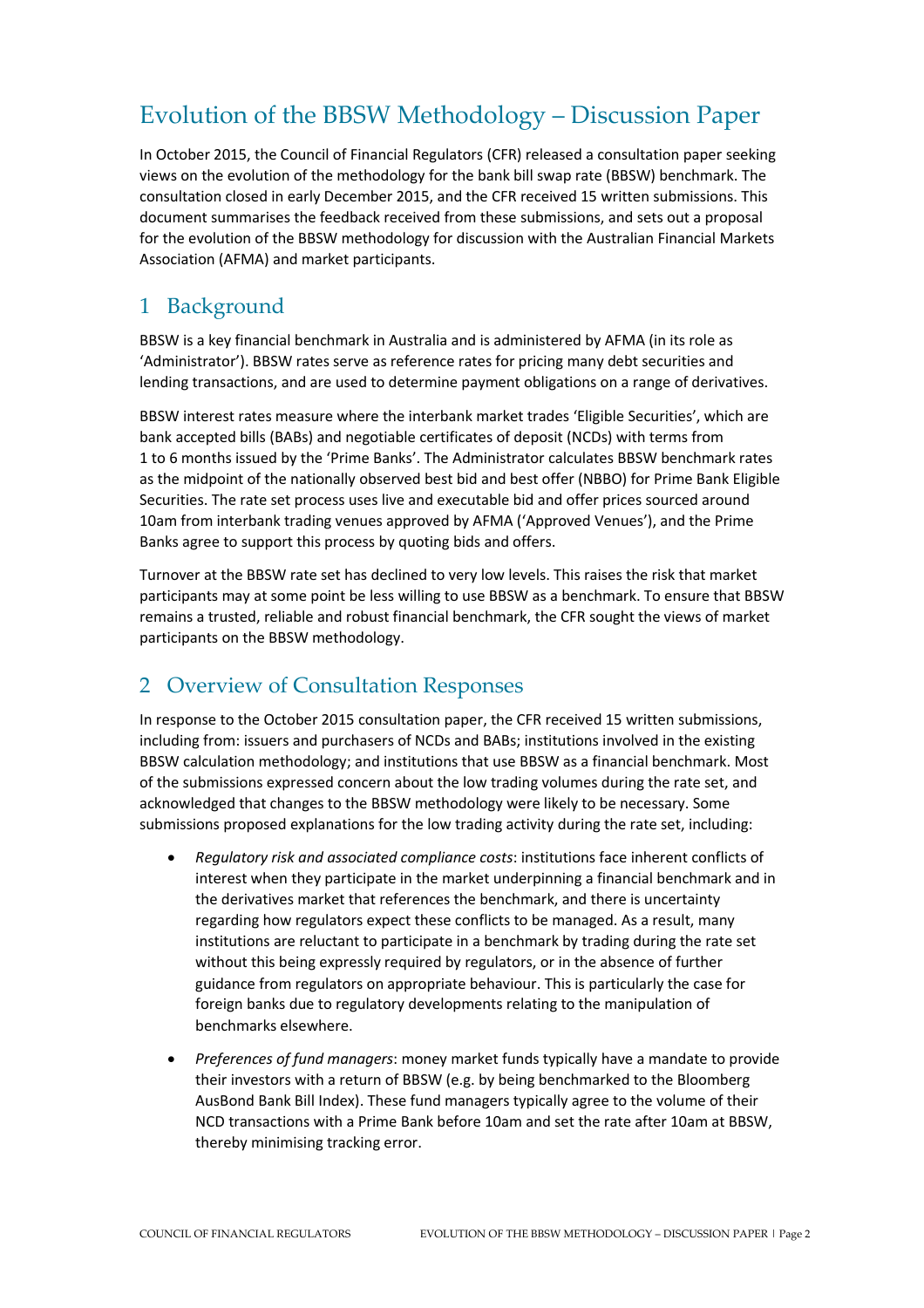# Evolution of the BBSW Methodology – Discussion Paper

In October 2015, the Council of Financial Regulators (CFR) released a consultation paper seeking views on the evolution of the methodology for the bank bill swap rate (BBSW) benchmark. The consultation closed in early December 2015, and the CFR received 15 written submissions. This document summarises the feedback received from these submissions, and sets out a proposal for the evolution of the BBSW methodology for discussion with the Australian Financial Markets Association (AFMA) and market participants.

## 1 Background

BBSW is a key financial benchmark in Australia and is administered by AFMA (in its role as 'Administrator'). BBSW rates serve as reference rates for pricing many debt securities and lending transactions, and are used to determine payment obligations on a range of derivatives.

BBSW interest rates measure where the interbank market trades 'Eligible Securities', which are bank accepted bills (BABs) and negotiable certificates of deposit (NCDs) with terms from 1 to 6 months issued by the 'Prime Banks'. The Administrator calculates BBSW benchmark rates as the midpoint of the nationally observed best bid and best offer (NBBO) for Prime Bank Eligible Securities. The rate set process uses live and executable bid and offer prices sourced around 10am from interbank trading venues approved by AFMA ('Approved Venues'), and the Prime Banks agree to support this process by quoting bids and offers.

Turnover at the BBSW rate set has declined to very low levels. This raises the risk that market participants may at some point be less willing to use BBSW as a benchmark. To ensure that BBSW remains a trusted, reliable and robust financial benchmark, the CFR sought the views of market participants on the BBSW methodology.

## 2 Overview of Consultation Responses

In response to the October 2015 consultation paper, the CFR received 15 written submissions, including from: issuers and purchasers of NCDs and BABs; institutions involved in the existing BBSW calculation methodology; and institutions that use BBSW as a financial benchmark. Most of the submissions expressed concern about the low trading volumes during the rate set, and acknowledged that changes to the BBSW methodology were likely to be necessary. Some submissions proposed explanations for the low trading activity during the rate set, including:

- *Regulatory risk and associated compliance costs*: institutions face inherent conflicts of interest when they participate in the market underpinning a financial benchmark and in the derivatives market that references the benchmark, and there is uncertainty regarding how regulators expect these conflicts to be managed. As a result, many institutions are reluctant to participate in a benchmark by trading during the rate set without this being expressly required by regulators, or in the absence of further guidance from regulators on appropriate behaviour. This is particularly the case for foreign banks due to regulatory developments relating to the manipulation of benchmarks elsewhere.
- *Preferences of fund managers*: money market funds typically have a mandate to provide their investors with a return of BBSW (e.g. by being benchmarked to the Bloomberg AusBond Bank Bill Index). These fund managers typically agree to the volume of their NCD transactions with a Prime Bank before 10am and set the rate after 10am at BBSW, thereby minimising tracking error.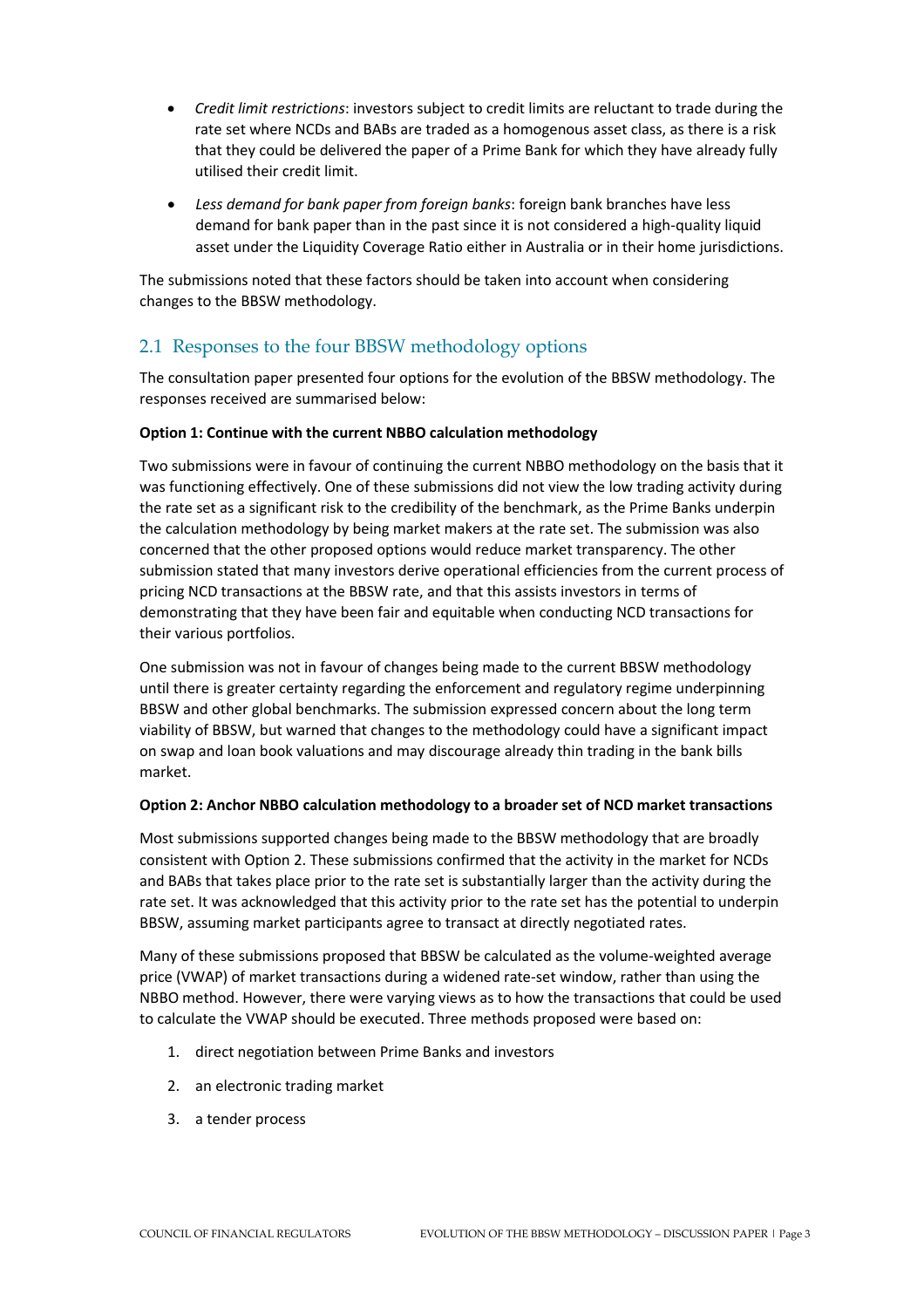- *Credit limit restrictions*: investors subject to credit limits are reluctant to trade during the rate set where NCDs and BABs are traded as a homogenous asset class, as there is a risk that they could be delivered the paper of a Prime Bank for which they have already fully utilised their credit limit.
- *Less demand for bank paper from foreign banks*: foreign bank branches have less demand for bank paper than in the past since it is not considered a high-quality liquid asset under the Liquidity Coverage Ratio either in Australia or in their home jurisdictions.

The submissions noted that these factors should be taken into account when considering changes to the BBSW methodology.

## 2.1 Responses to the four BBSW methodology options

The consultation paper presented four options for the evolution of the BBSW methodology. The responses received are summarised below:

**Option 1: Continue with the current NBBO calculation methodology**

Two submissions were in favour of continuing the current NBBO methodology on the basis that it was functioning effectively. One of these submissions did not view the low trading activity during the rate set as a significant risk to the credibility of the benchmark, as the Prime Banks underpin the calculation methodology by being market makers at the rate set. The submission was also concerned that the other proposed options would reduce market transparency. The other submission stated that many investors derive operational efficiencies from the current process of pricing NCD transactions at the BBSW rate, and that this assists investors in terms of demonstrating that they have been fair and equitable when conducting NCD transactions for their various portfolios.

One submission was not in favour of changes being made to the current BBSW methodology until there is greater certainty regarding the enforcement and regulatory regime underpinning BBSW and other global benchmarks. The submission expressed concern about the long term viability of BBSW, but warned that changes to the methodology could have a significant impact on swap and loan book valuations and may discourage already thin trading in the bank bills market.

**Option 2: Anchor NBBO calculation methodology to a broader set of NCD market transactions**

Most submissions supported changes being made to the BBSW methodology that are broadly consistent with Option 2. These submissions confirmed that the activity in the market for NCDs and BABs that takes place prior to the rate set is substantially larger than the activity during the rate set. It was acknowledged that this activity prior to the rate set has the potential to underpin BBSW, assuming market participants agree to transact at directly negotiated rates.

Many of these submissions proposed that BBSW be calculated as the volume-weighted average price (VWAP) of market transactions during a widened rate-set window, rather than using the NBBO method. However, there were varying views as to how the transactions that could be used to calculate the VWAP should be executed. Three methods proposed were based on:

1. direct negotiation between Prime Banks and investors
2. an electronic trading market
3. a tender process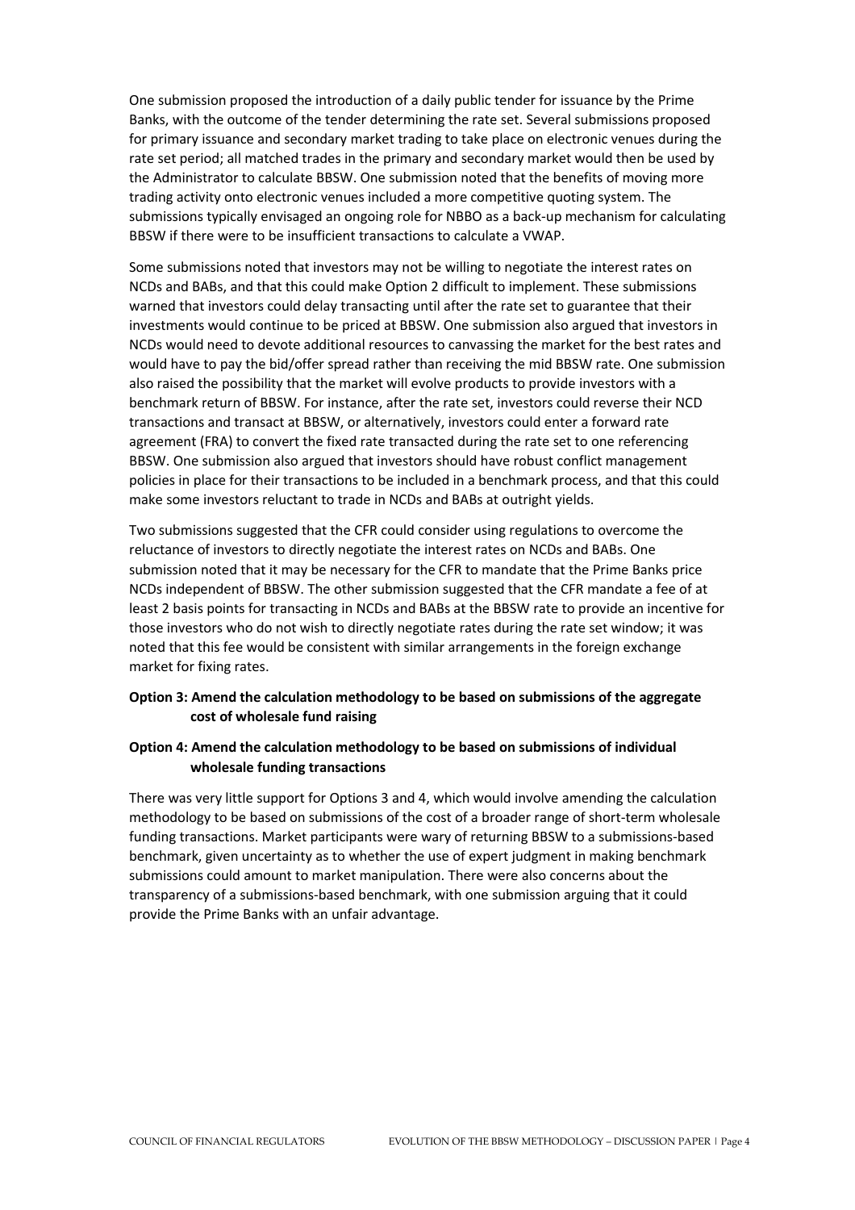One submission proposed the introduction of a daily public tender for issuance by the Prime Banks, with the outcome of the tender determining the rate set. Several submissions proposed for primary issuance and secondary market trading to take place on electronic venues during the rate set period; all matched trades in the primary and secondary market would then be used by the Administrator to calculate BBSW. One submission noted that the benefits of moving more trading activity onto electronic venues included a more competitive quoting system. The submissions typically envisaged an ongoing role for NBBO as a back-up mechanism for calculating BBSW if there were to be insufficient transactions to calculate a VWAP.

Some submissions noted that investors may not be willing to negotiate the interest rates on NCDs and BABs, and that this could make Option 2 difficult to implement. These submissions warned that investors could delay transacting until after the rate set to guarantee that their investments would continue to be priced at BBSW. One submission also argued that investors in NCDs would need to devote additional resources to canvassing the market for the best rates and would have to pay the bid/offer spread rather than receiving the mid BBSW rate. One submission also raised the possibility that the market will evolve products to provide investors with a benchmark return of BBSW. For instance, after the rate set, investors could reverse their NCD transactions and transact at BBSW, or alternatively, investors could enter a forward rate agreement (FRA) to convert the fixed rate transacted during the rate set to one referencing BBSW. One submission also argued that investors should have robust conflict management policies in place for their transactions to be included in a benchmark process, and that this could make some investors reluctant to trade in NCDs and BABs at outright yields.

Two submissions suggested that the CFR could consider using regulations to overcome the reluctance of investors to directly negotiate the interest rates on NCDs and BABs. One submission noted that it may be necessary for the CFR to mandate that the Prime Banks price NCDs independent of BBSW. The other submission suggested that the CFR mandate a fee of at least 2 basis points for transacting in NCDs and BABs at the BBSW rate to provide an incentive for those investors who do not wish to directly negotiate rates during the rate set window; it was noted that this fee would be consistent with similar arrangements in the foreign exchange market for fixing rates.

**Option 3: Amend the calculation methodology to be based on submissions of the aggregate cost of wholesale fund raising**

**Option 4: Amend the calculation methodology to be based on submissions of individual wholesale funding transactions**

There was very little support for Options 3 and 4, which would involve amending the calculation methodology to be based on submissions of the cost of a broader range of short-term wholesale funding transactions. Market participants were wary of returning BBSW to a submissions-based benchmark, given uncertainty as to whether the use of expert judgment in making benchmark submissions could amount to market manipulation. There were also concerns about the transparency of a submissions-based benchmark, with one submission arguing that it could provide the Prime Banks with an unfair advantage.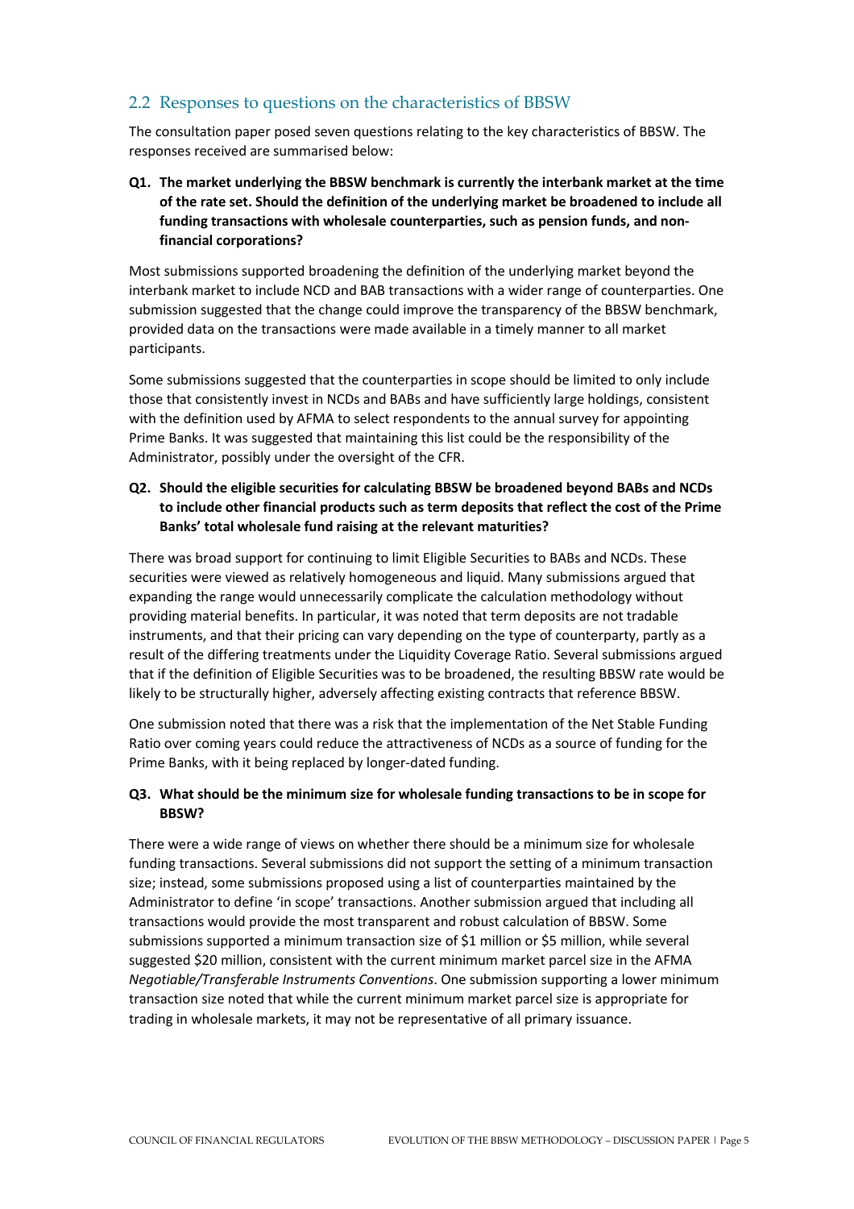## 2.2 Responses to questions on the characteristics of BBSW

The consultation paper posed seven questions relating to the key characteristics of BBSW. The responses received are summarised below:

**Q1. The market underlying the BBSW benchmark is currently the interbank market at the time of the rate set. Should the definition of the underlying market be broadened to include all funding transactions with wholesale counterparties, such as pension funds, and non-financial corporations?**

Most submissions supported broadening the definition of the underlying market beyond the interbank market to include NCD and BAB transactions with a wider range of counterparties. One submission suggested that the change could improve the transparency of the BBSW benchmark, provided data on the transactions were made available in a timely manner to all market participants.

Some submissions suggested that the counterparties in scope should be limited to only include those that consistently invest in NCDs and BABs and have sufficiently large holdings, consistent with the definition used by AFMA to select respondents to the annual survey for appointing Prime Banks. It was suggested that maintaining this list could be the responsibility of the Administrator, possibly under the oversight of the CFR.

**Q2. Should the eligible securities for calculating BBSW be broadened beyond BABs and NCDs to include other financial products such as term deposits that reflect the cost of the Prime Banks' total wholesale fund raising at the relevant maturities?**

There was broad support for continuing to limit Eligible Securities to BABs and NCDs. These securities were viewed as relatively homogeneous and liquid. Many submissions argued that expanding the range would unnecessarily complicate the calculation methodology without providing material benefits. In particular, it was noted that term deposits are not tradable instruments, and that their pricing can vary depending on the type of counterparty, partly as a result of the differing treatments under the Liquidity Coverage Ratio. Several submissions argued that if the definition of Eligible Securities was to be broadened, the resulting BBSW rate would be likely to be structurally higher, adversely affecting existing contracts that reference BBSW.

One submission noted that there was a risk that the implementation of the Net Stable Funding Ratio over coming years could reduce the attractiveness of NCDs as a source of funding for the Prime Banks, with it being replaced by longer-dated funding.

**Q3. What should be the minimum size for wholesale funding transactions to be in scope for BBSW?**

There were a wide range of views on whether there should be a minimum size for wholesale funding transactions. Several submissions did not support the setting of a minimum transaction size; instead, some submissions proposed using a list of counterparties maintained by the Administrator to define 'in scope' transactions. Another submission argued that including all transactions would provide the most transparent and robust calculation of BBSW. Some submissions supported a minimum transaction size of $1 million or $5 million, while several suggested $20 million, consistent with the current minimum market parcel size in the AFMA *Negotiable/Transferable Instruments Conventions*. One submission supporting a lower minimum transaction size noted that while the current minimum market parcel size is appropriate for trading in wholesale markets, it may not be representative of all primary issuance.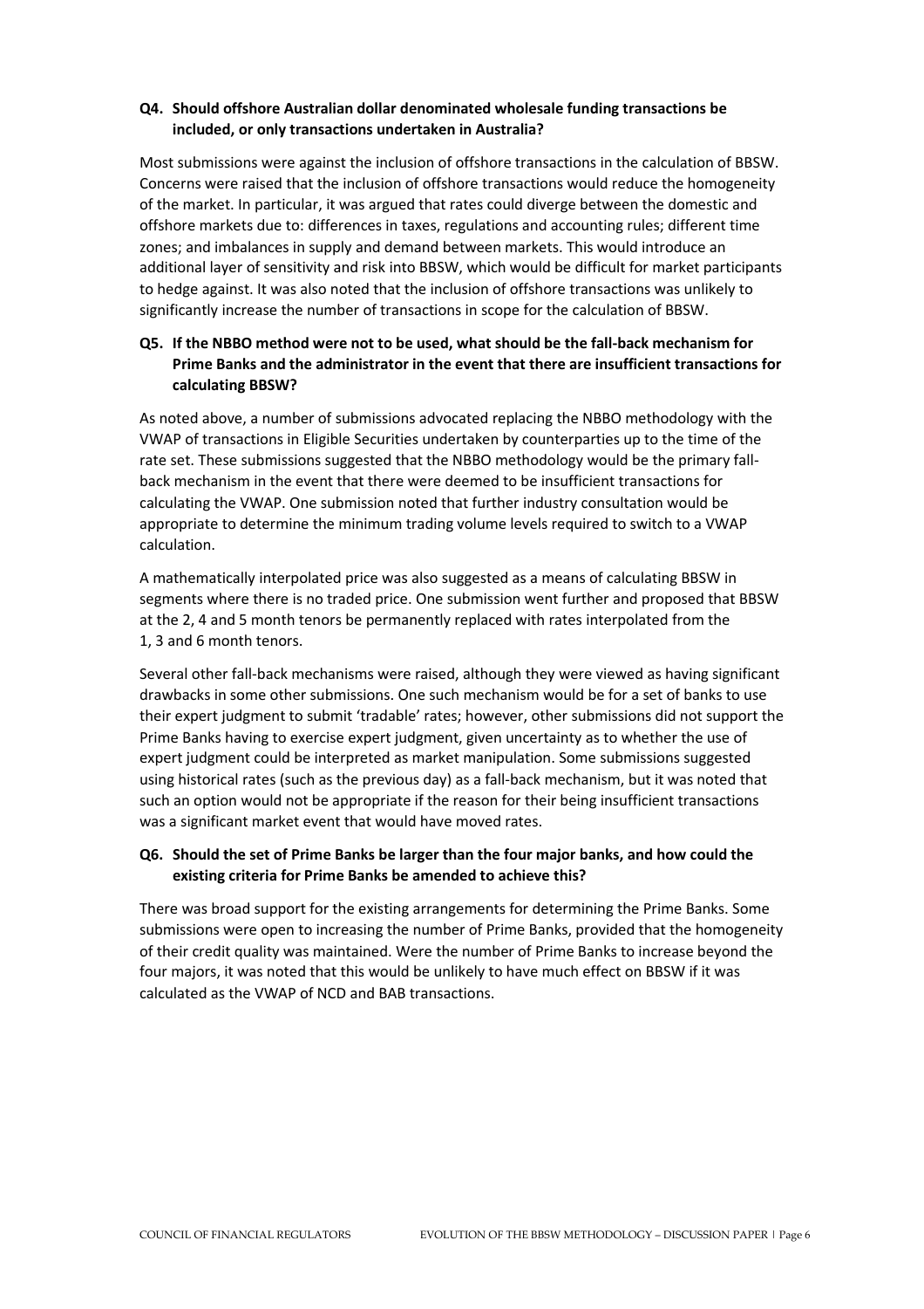**Q4. Should offshore Australian dollar denominated wholesale funding transactions be included, or only transactions undertaken in Australia?**

Most submissions were against the inclusion of offshore transactions in the calculation of BBSW. Concerns were raised that the inclusion of offshore transactions would reduce the homogeneity of the market. In particular, it was argued that rates could diverge between the domestic and offshore markets due to: differences in taxes, regulations and accounting rules; different time zones; and imbalances in supply and demand between markets. This would introduce an additional layer of sensitivity and risk into BBSW, which would be difficult for market participants to hedge against. It was also noted that the inclusion of offshore transactions was unlikely to significantly increase the number of transactions in scope for the calculation of BBSW.

**Q5. If the NBBO method were not to be used, what should be the fall-back mechanism for Prime Banks and the administrator in the event that there are insufficient transactions for calculating BBSW?**

As noted above, a number of submissions advocated replacing the NBBO methodology with the VWAP of transactions in Eligible Securities undertaken by counterparties up to the time of the rate set. These submissions suggested that the NBBO methodology would be the primary fall-back mechanism in the event that there were deemed to be insufficient transactions for calculating the VWAP. One submission noted that further industry consultation would be appropriate to determine the minimum trading volume levels required to switch to a VWAP calculation.

A mathematically interpolated price was also suggested as a means of calculating BBSW in segments where there is no traded price. One submission went further and proposed that BBSW at the 2, 4 and 5 month tenors be permanently replaced with rates interpolated from the 1, 3 and 6 month tenors.

Several other fall-back mechanisms were raised, although they were viewed as having significant drawbacks in some other submissions. One such mechanism would be for a set of banks to use their expert judgment to submit 'tradable' rates; however, other submissions did not support the Prime Banks having to exercise expert judgment, given uncertainty as to whether the use of expert judgment could be interpreted as market manipulation. Some submissions suggested using historical rates (such as the previous day) as a fall-back mechanism, but it was noted that such an option would not be appropriate if the reason for their being insufficient transactions was a significant market event that would have moved rates.

**Q6. Should the set of Prime Banks be larger than the four major banks, and how could the existing criteria for Prime Banks be amended to achieve this?**

There was broad support for the existing arrangements for determining the Prime Banks. Some submissions were open to increasing the number of Prime Banks, provided that the homogeneity of their credit quality was maintained. Were the number of Prime Banks to increase beyond the four majors, it was noted that this would be unlikely to have much effect on BBSW if it was calculated as the VWAP of NCD and BAB transactions.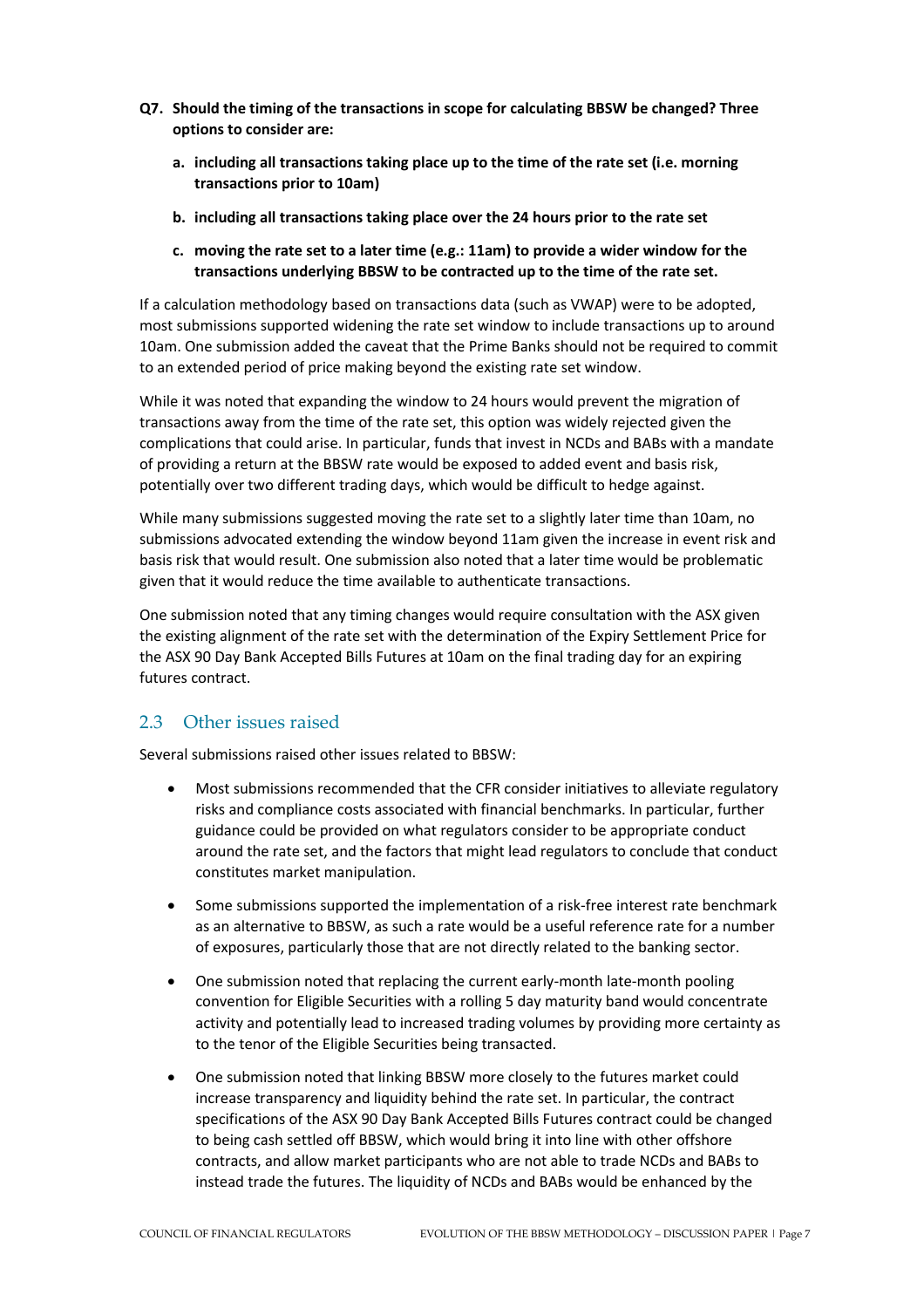**Q7. Should the timing of the transactions in scope for calculating BBSW be changed? Three options to consider are:**

**a. including all transactions taking place up to the time of the rate set (i.e. morning transactions prior to 10am)**

**b. including all transactions taking place over the 24 hours prior to the rate set**

**c. moving the rate set to a later time (e.g.: 11am) to provide a wider window for the transactions underlying BBSW to be contracted up to the time of the rate set.**

If a calculation methodology based on transactions data (such as VWAP) were to be adopted, most submissions supported widening the rate set window to include transactions up to around 10am. One submission added the caveat that the Prime Banks should not be required to commit to an extended period of price making beyond the existing rate set window.

While it was noted that expanding the window to 24 hours would prevent the migration of transactions away from the time of the rate set, this option was widely rejected given the complications that could arise. In particular, funds that invest in NCDs and BABs with a mandate of providing a return at the BBSW rate would be exposed to added event and basis risk, potentially over two different trading days, which would be difficult to hedge against.

While many submissions suggested moving the rate set to a slightly later time than 10am, no submissions advocated extending the window beyond 11am given the increase in event risk and basis risk that would result. One submission also noted that a later time would be problematic given that it would reduce the time available to authenticate transactions.

One submission noted that any timing changes would require consultation with the ASX given the existing alignment of the rate set with the determination of the Expiry Settlement Price for the ASX 90 Day Bank Accepted Bills Futures at 10am on the final trading day for an expiring futures contract.

## 2.3 Other issues raised

Several submissions raised other issues related to BBSW:

- Most submissions recommended that the CFR consider initiatives to alleviate regulatory risks and compliance costs associated with financial benchmarks. In particular, further guidance could be provided on what regulators consider to be appropriate conduct around the rate set, and the factors that might lead regulators to conclude that conduct constitutes market manipulation.
- Some submissions supported the implementation of a risk-free interest rate benchmark as an alternative to BBSW, as such a rate would be a useful reference rate for a number of exposures, particularly those that are not directly related to the banking sector.
- One submission noted that replacing the current early-month late-month pooling convention for Eligible Securities with a rolling 5 day maturity band would concentrate activity and potentially lead to increased trading volumes by providing more certainty as to the tenor of the Eligible Securities being transacted.
- One submission noted that linking BBSW more closely to the futures market could increase transparency and liquidity behind the rate set. In particular, the contract specifications of the ASX 90 Day Bank Accepted Bills Futures contract could be changed to being cash settled off BBSW, which would bring it into line with other offshore contracts, and allow market participants who are not able to trade NCDs and BABs to instead trade the futures. The liquidity of NCDs and BABs would be enhanced by the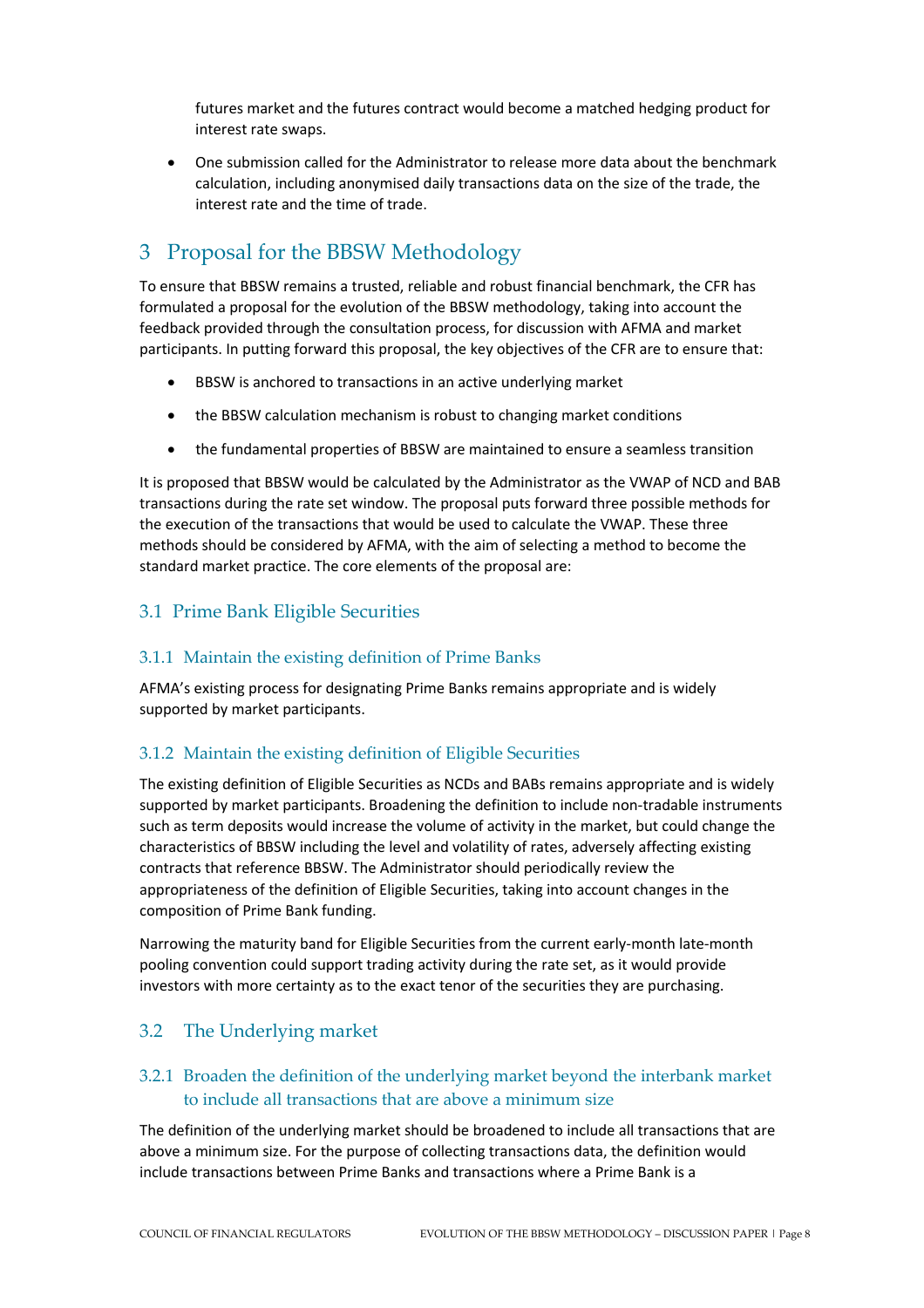futures market and the futures contract would become a matched hedging product for interest rate swaps.

- One submission called for the Administrator to release more data about the benchmark calculation, including anonymised daily transactions data on the size of the trade, the interest rate and the time of trade.

# 3 Proposal for the BBSW Methodology

To ensure that BBSW remains a trusted, reliable and robust financial benchmark, the CFR has formulated a proposal for the evolution of the BBSW methodology, taking into account the feedback provided through the consultation process, for discussion with AFMA and market participants. In putting forward this proposal, the key objectives of the CFR are to ensure that:

- BBSW is anchored to transactions in an active underlying market
- the BBSW calculation mechanism is robust to changing market conditions
- the fundamental properties of BBSW are maintained to ensure a seamless transition

It is proposed that BBSW would be calculated by the Administrator as the VWAP of NCD and BAB transactions during the rate set window. The proposal puts forward three possible methods for the execution of the transactions that would be used to calculate the VWAP. These three methods should be considered by AFMA, with the aim of selecting a method to become the standard market practice. The core elements of the proposal are:

## 3.1 Prime Bank Eligible Securities

### 3.1.1 Maintain the existing definition of Prime Banks

AFMA's existing process for designating Prime Banks remains appropriate and is widely supported by market participants.

### 3.1.2 Maintain the existing definition of Eligible Securities

The existing definition of Eligible Securities as NCDs and BABs remains appropriate and is widely supported by market participants. Broadening the definition to include non-tradable instruments such as term deposits would increase the volume of activity in the market, but could change the characteristics of BBSW including the level and volatility of rates, adversely affecting existing contracts that reference BBSW. The Administrator should periodically review the appropriateness of the definition of Eligible Securities, taking into account changes in the composition of Prime Bank funding.

Narrowing the maturity band for Eligible Securities from the current early-month late-month pooling convention could support trading activity during the rate set, as it would provide investors with more certainty as to the exact tenor of the securities they are purchasing.

## 3.2 The Underlying market

### 3.2.1 Broaden the definition of the underlying market beyond the interbank market to include all transactions that are above a minimum size

The definition of the underlying market should be broadened to include all transactions that are above a minimum size. For the purpose of collecting transactions data, the definition would include transactions between Prime Banks and transactions where a Prime Bank is a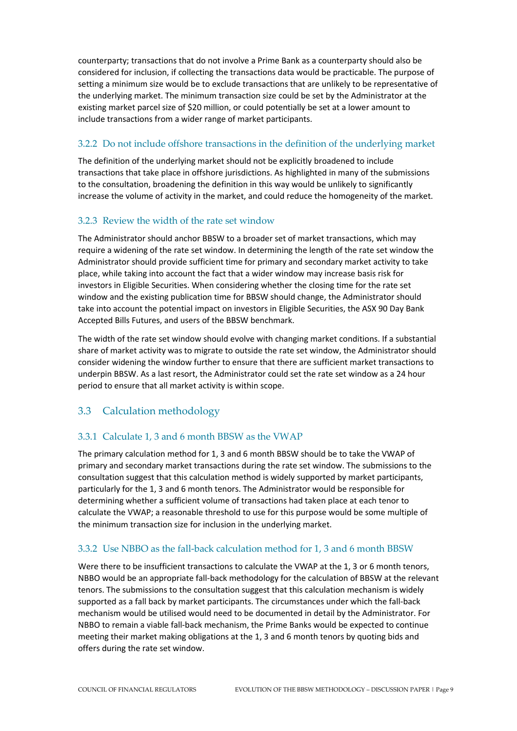counterparty; transactions that do not involve a Prime Bank as a counterparty should also be considered for inclusion, if collecting the transactions data would be practicable. The purpose of setting a minimum size would be to exclude transactions that are unlikely to be representative of the underlying market. The minimum transaction size could be set by the Administrator at the existing market parcel size of $20 million, or could potentially be set at a lower amount to include transactions from a wider range of market participants.

### 3.2.2 Do not include offshore transactions in the definition of the underlying market

The definition of the underlying market should not be explicitly broadened to include transactions that take place in offshore jurisdictions. As highlighted in many of the submissions to the consultation, broadening the definition in this way would be unlikely to significantly increase the volume of activity in the market, and could reduce the homogeneity of the market.

### 3.2.3 Review the width of the rate set window

The Administrator should anchor BBSW to a broader set of market transactions, which may require a widening of the rate set window. In determining the length of the rate set window the Administrator should provide sufficient time for primary and secondary market activity to take place, while taking into account the fact that a wider window may increase basis risk for investors in Eligible Securities. When considering whether the closing time for the rate set window and the existing publication time for BBSW should change, the Administrator should take into account the potential impact on investors in Eligible Securities, the ASX 90 Day Bank Accepted Bills Futures, and users of the BBSW benchmark.

The width of the rate set window should evolve with changing market conditions. If a substantial share of market activity was to migrate to outside the rate set window, the Administrator should consider widening the window further to ensure that there are sufficient market transactions to underpin BBSW. As a last resort, the Administrator could set the rate set window as a 24 hour period to ensure that all market activity is within scope.

## 3.3 Calculation methodology

### 3.3.1 Calculate 1, 3 and 6 month BBSW as the VWAP

The primary calculation method for 1, 3 and 6 month BBSW should be to take the VWAP of primary and secondary market transactions during the rate set window. The submissions to the consultation suggest that this calculation method is widely supported by market participants, particularly for the 1, 3 and 6 month tenors. The Administrator would be responsible for determining whether a sufficient volume of transactions had taken place at each tenor to calculate the VWAP; a reasonable threshold to use for this purpose would be some multiple of the minimum transaction size for inclusion in the underlying market.

### 3.3.2 Use NBBO as the fall-back calculation method for 1, 3 and 6 month BBSW

Were there to be insufficient transactions to calculate the VWAP at the 1, 3 or 6 month tenors, NBBO would be an appropriate fall-back methodology for the calculation of BBSW at the relevant tenors. The submissions to the consultation suggest that this calculation mechanism is widely supported as a fall back by market participants. The circumstances under which the fall-back mechanism would be utilised would need to be documented in detail by the Administrator. For NBBO to remain a viable fall-back mechanism, the Prime Banks would be expected to continue meeting their market making obligations at the 1, 3 and 6 month tenors by quoting bids and offers during the rate set window.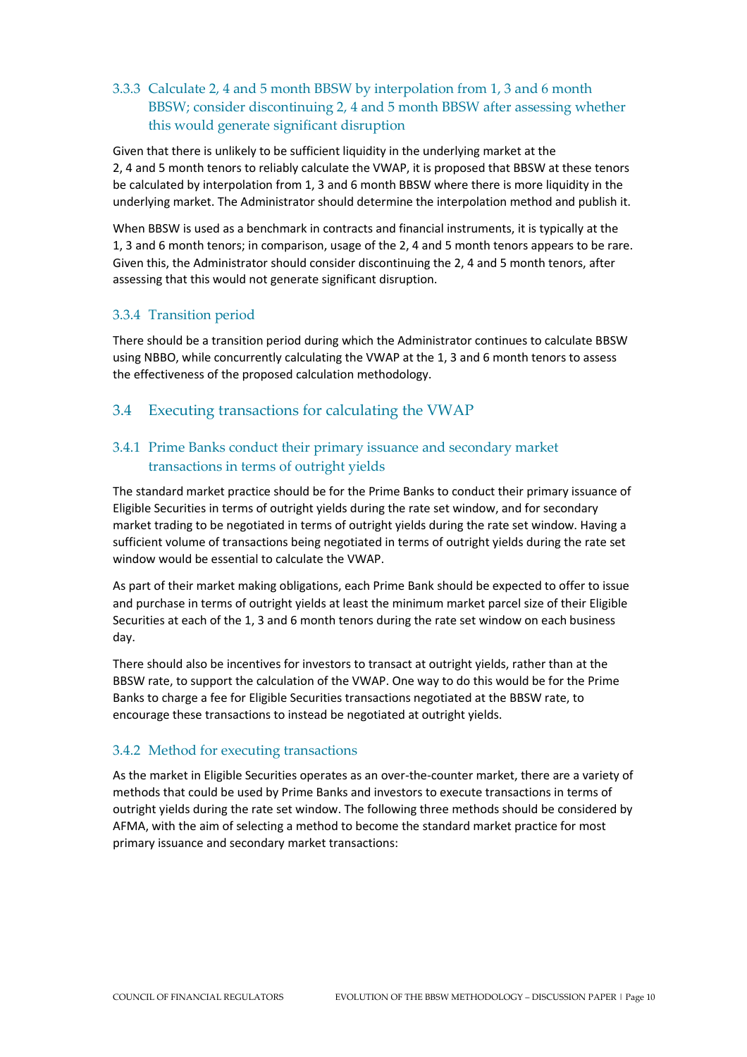### 3.3.3 Calculate 2, 4 and 5 month BBSW by interpolation from 1, 3 and 6 month BBSW; consider discontinuing 2, 4 and 5 month BBSW after assessing whether this would generate significant disruption

Given that there is unlikely to be sufficient liquidity in the underlying market at the 2, 4 and 5 month tenors to reliably calculate the VWAP, it is proposed that BBSW at these tenors be calculated by interpolation from 1, 3 and 6 month BBSW where there is more liquidity in the underlying market. The Administrator should determine the interpolation method and publish it.

When BBSW is used as a benchmark in contracts and financial instruments, it is typically at the 1, 3 and 6 month tenors; in comparison, usage of the 2, 4 and 5 month tenors appears to be rare. Given this, the Administrator should consider discontinuing the 2, 4 and 5 month tenors, after assessing that this would not generate significant disruption.

### 3.3.4 Transition period

There should be a transition period during which the Administrator continues to calculate BBSW using NBBO, while concurrently calculating the VWAP at the 1, 3 and 6 month tenors to assess the effectiveness of the proposed calculation methodology.

## 3.4 Executing transactions for calculating the VWAP

### 3.4.1 Prime Banks conduct their primary issuance and secondary market transactions in terms of outright yields

The standard market practice should be for the Prime Banks to conduct their primary issuance of Eligible Securities in terms of outright yields during the rate set window, and for secondary market trading to be negotiated in terms of outright yields during the rate set window. Having a sufficient volume of transactions being negotiated in terms of outright yields during the rate set window would be essential to calculate the VWAP.

As part of their market making obligations, each Prime Bank should be expected to offer to issue and purchase in terms of outright yields at least the minimum market parcel size of their Eligible Securities at each of the 1, 3 and 6 month tenors during the rate set window on each business day.

There should also be incentives for investors to transact at outright yields, rather than at the BBSW rate, to support the calculation of the VWAP. One way to do this would be for the Prime Banks to charge a fee for Eligible Securities transactions negotiated at the BBSW rate, to encourage these transactions to instead be negotiated at outright yields.

### 3.4.2 Method for executing transactions

As the market in Eligible Securities operates as an over-the-counter market, there are a variety of methods that could be used by Prime Banks and investors to execute transactions in terms of outright yields during the rate set window. The following three methods should be considered by AFMA, with the aim of selecting a method to become the standard market practice for most primary issuance and secondary market transactions: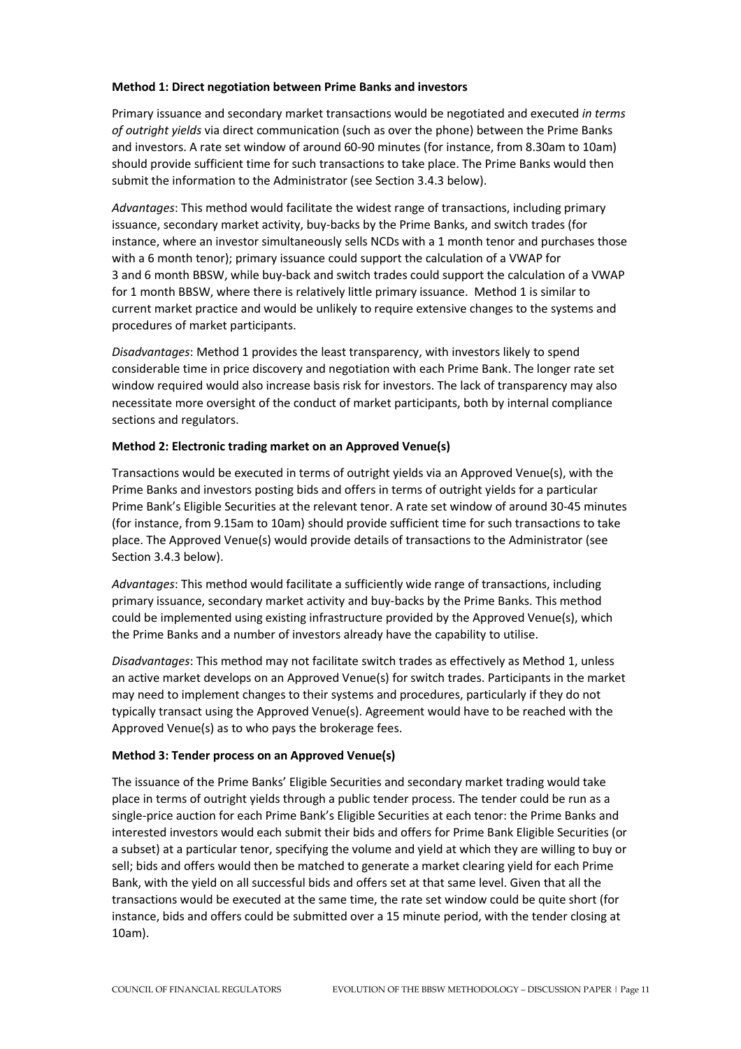**Method 1: Direct negotiation between Prime Banks and investors**

Primary issuance and secondary market transactions would be negotiated and executed *in terms of outright yields* via direct communication (such as over the phone) between the Prime Banks and investors. A rate set window of around 60-90 minutes (for instance, from 8.30am to 10am) should provide sufficient time for such transactions to take place. The Prime Banks would then submit the information to the Administrator (see Section 3.4.3 below).

*Advantages*: This method would facilitate the widest range of transactions, including primary issuance, secondary market activity, buy-backs by the Prime Banks, and switch trades (for instance, where an investor simultaneously sells NCDs with a 1 month tenor and purchases those with a 6 month tenor); primary issuance could support the calculation of a VWAP for 3 and 6 month BBSW, while buy-back and switch trades could support the calculation of a VWAP for 1 month BBSW, where there is relatively little primary issuance. Method 1 is similar to current market practice and would be unlikely to require extensive changes to the systems and procedures of market participants.

*Disadvantages*: Method 1 provides the least transparency, with investors likely to spend considerable time in price discovery and negotiation with each Prime Bank. The longer rate set window required would also increase basis risk for investors. The lack of transparency may also necessitate more oversight of the conduct of market participants, both by internal compliance sections and regulators.

**Method 2: Electronic trading market on an Approved Venue(s)**

Transactions would be executed in terms of outright yields via an Approved Venue(s), with the Prime Banks and investors posting bids and offers in terms of outright yields for a particular Prime Bank's Eligible Securities at the relevant tenor. A rate set window of around 30-45 minutes (for instance, from 9.15am to 10am) should provide sufficient time for such transactions to take place. The Approved Venue(s) would provide details of transactions to the Administrator (see Section 3.4.3 below).

*Advantages*: This method would facilitate a sufficiently wide range of transactions, including primary issuance, secondary market activity and buy-backs by the Prime Banks. This method could be implemented using existing infrastructure provided by the Approved Venue(s), which the Prime Banks and a number of investors already have the capability to utilise.

*Disadvantages*: This method may not facilitate switch trades as effectively as Method 1, unless an active market develops on an Approved Venue(s) for switch trades. Participants in the market may need to implement changes to their systems and procedures, particularly if they do not typically transact using the Approved Venue(s). Agreement would have to be reached with the Approved Venue(s) as to who pays the brokerage fees.

**Method 3: Tender process on an Approved Venue(s)**

The issuance of the Prime Banks' Eligible Securities and secondary market trading would take place in terms of outright yields through a public tender process. The tender could be run as a single-price auction for each Prime Bank's Eligible Securities at each tenor: the Prime Banks and interested investors would each submit their bids and offers for Prime Bank Eligible Securities (or a subset) at a particular tenor, specifying the volume and yield at which they are willing to buy or sell; bids and offers would then be matched to generate a market clearing yield for each Prime Bank, with the yield on all successful bids and offers set at that same level. Given that all the transactions would be executed at the same time, the rate set window could be quite short (for instance, bids and offers could be submitted over a 15 minute period, with the tender closing at 10am).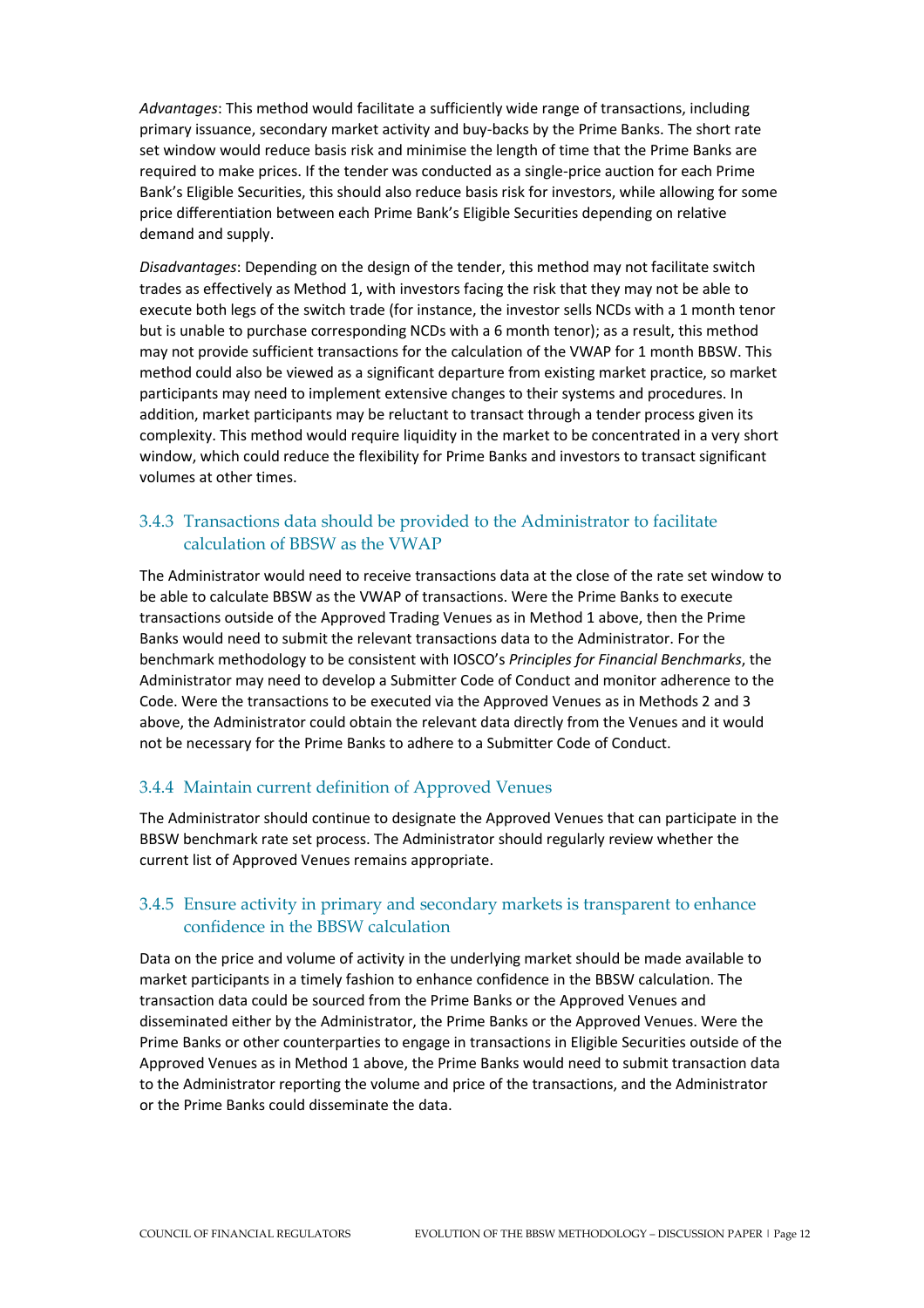*Advantages*: This method would facilitate a sufficiently wide range of transactions, including primary issuance, secondary market activity and buy-backs by the Prime Banks. The short rate set window would reduce basis risk and minimise the length of time that the Prime Banks are required to make prices. If the tender was conducted as a single-price auction for each Prime Bank's Eligible Securities, this should also reduce basis risk for investors, while allowing for some price differentiation between each Prime Bank's Eligible Securities depending on relative demand and supply.

*Disadvantages*: Depending on the design of the tender, this method may not facilitate switch trades as effectively as Method 1, with investors facing the risk that they may not be able to execute both legs of the switch trade (for instance, the investor sells NCDs with a 1 month tenor but is unable to purchase corresponding NCDs with a 6 month tenor); as a result, this method may not provide sufficient transactions for the calculation of the VWAP for 1 month BBSW. This method could also be viewed as a significant departure from existing market practice, so market participants may need to implement extensive changes to their systems and procedures. In addition, market participants may be reluctant to transact through a tender process given its complexity. This method would require liquidity in the market to be concentrated in a very short window, which could reduce the flexibility for Prime Banks and investors to transact significant volumes at other times.

### 3.4.3 Transactions data should be provided to the Administrator to facilitate calculation of BBSW as the VWAP

The Administrator would need to receive transactions data at the close of the rate set window to be able to calculate BBSW as the VWAP of transactions. Were the Prime Banks to execute transactions outside of the Approved Trading Venues as in Method 1 above, then the Prime Banks would need to submit the relevant transactions data to the Administrator. For the benchmark methodology to be consistent with IOSCO's *Principles for Financial Benchmarks*, the Administrator may need to develop a Submitter Code of Conduct and monitor adherence to the Code. Were the transactions to be executed via the Approved Venues as in Methods 2 and 3 above, the Administrator could obtain the relevant data directly from the Venues and it would not be necessary for the Prime Banks to adhere to a Submitter Code of Conduct.

### 3.4.4 Maintain current definition of Approved Venues

The Administrator should continue to designate the Approved Venues that can participate in the BBSW benchmark rate set process. The Administrator should regularly review whether the current list of Approved Venues remains appropriate.

### 3.4.5 Ensure activity in primary and secondary markets is transparent to enhance confidence in the BBSW calculation

Data on the price and volume of activity in the underlying market should be made available to market participants in a timely fashion to enhance confidence in the BBSW calculation. The transaction data could be sourced from the Prime Banks or the Approved Venues and disseminated either by the Administrator, the Prime Banks or the Approved Venues. Were the Prime Banks or other counterparties to engage in transactions in Eligible Securities outside of the Approved Venues as in Method 1 above, the Prime Banks would need to submit transaction data to the Administrator reporting the volume and price of the transactions, and the Administrator or the Prime Banks could disseminate the data.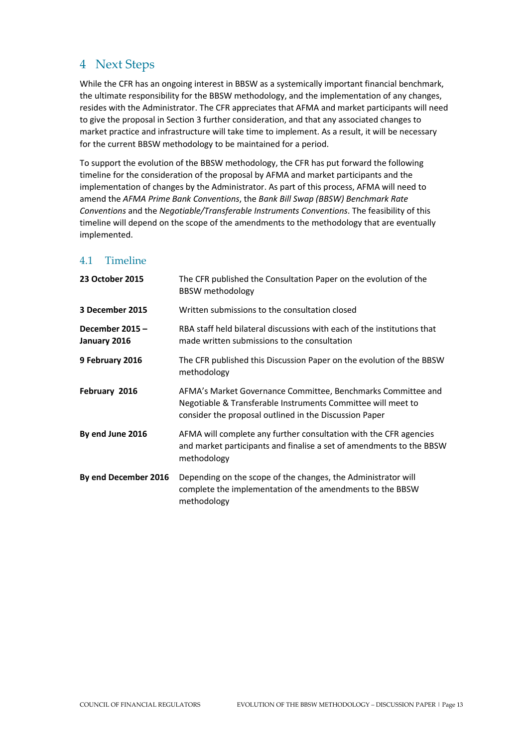# 4 Next Steps

While the CFR has an ongoing interest in BBSW as a systemically important financial benchmark, the ultimate responsibility for the BBSW methodology, and the implementation of any changes, resides with the Administrator. The CFR appreciates that AFMA and market participants will need to give the proposal in Section 3 further consideration, and that any associated changes to market practice and infrastructure will take time to implement. As a result, it will be necessary for the current BBSW methodology to be maintained for a period.

To support the evolution of the BBSW methodology, the CFR has put forward the following timeline for the consideration of the proposal by AFMA and market participants and the implementation of changes by the Administrator. As part of this process, AFMA will need to amend the *AFMA Prime Bank Conventions*, the *Bank Bill Swap (BBSW) Benchmark Rate Conventions* and the *Negotiable/Transferable Instruments Conventions*. The feasibility of this timeline will depend on the scope of the amendments to the methodology that are eventually implemented.

## 4.1 Timeline

| Date | Event |
| --- | --- |
| **23 October 2015** | The CFR published the Consultation Paper on the evolution of the BBSW methodology |
| **3 December 2015** | Written submissions to the consultation closed |
| **December 2015 – January 2016** | RBA staff held bilateral discussions with each of the institutions that made written submissions to the consultation |
| **9 February 2016** | The CFR published this Discussion Paper on the evolution of the BBSW methodology |
| **February 2016** | AFMA's Market Governance Committee, Benchmarks Committee and Negotiable & Transferable Instruments Committee will meet to consider the proposal outlined in the Discussion Paper |
| **By end June 2016** | AFMA will complete any further consultation with the CFR agencies and market participants and finalise a set of amendments to the BBSW methodology |
| **By end December 2016** | Depending on the scope of the changes, the Administrator will complete the implementation of the amendments to the BBSW methodology |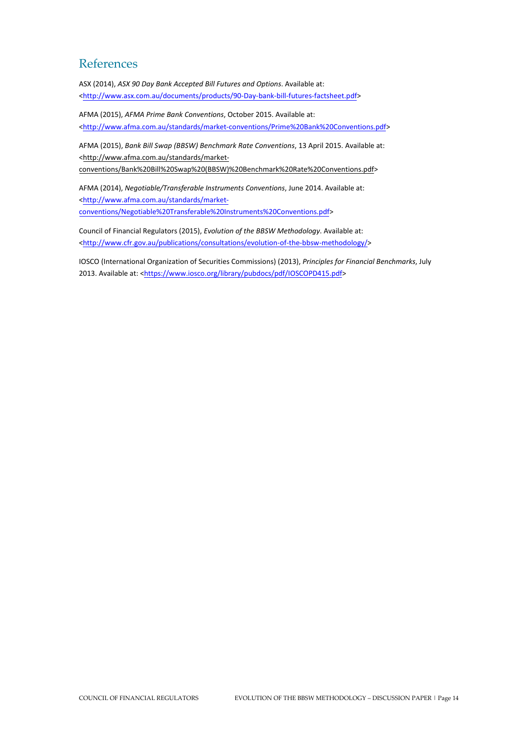## References

ASX (2014), *ASX 90 Day Bank Accepted Bill Futures and Options*. Available at: <http://www.asx.com.au/documents/products/90-Day-bank-bill-futures-factsheet.pdf>

AFMA (2015), *AFMA Prime Bank Conventions*, October 2015. Available at: <http://www.afma.com.au/standards/market-conventions/Prime%20Bank%20Conventions.pdf>

AFMA (2015), *Bank Bill Swap (BBSW) Benchmark Rate Conventions*, 13 April 2015. Available at: <http://www.afma.com.au/standards/market-conventions/Bank%20Bill%20Swap%20(BBSW)%20Benchmark%20Rate%20Conventions.pdf>

AFMA (2014), *Negotiable/Transferable Instruments Conventions*, June 2014. Available at: <http://www.afma.com.au/standards/market-conventions/Negotiable%20Transferable%20Instruments%20Conventions.pdf>

Council of Financial Regulators (2015), *Evolution of the BBSW Methodology*. Available at: <http://www.cfr.gov.au/publications/consultations/evolution-of-the-bbsw-methodology/>

IOSCO (International Organization of Securities Commissions) (2013), *Principles for Financial Benchmarks*, July 2013. Available at: <https://www.iosco.org/library/pubdocs/pdf/IOSCOPD415.pdf>